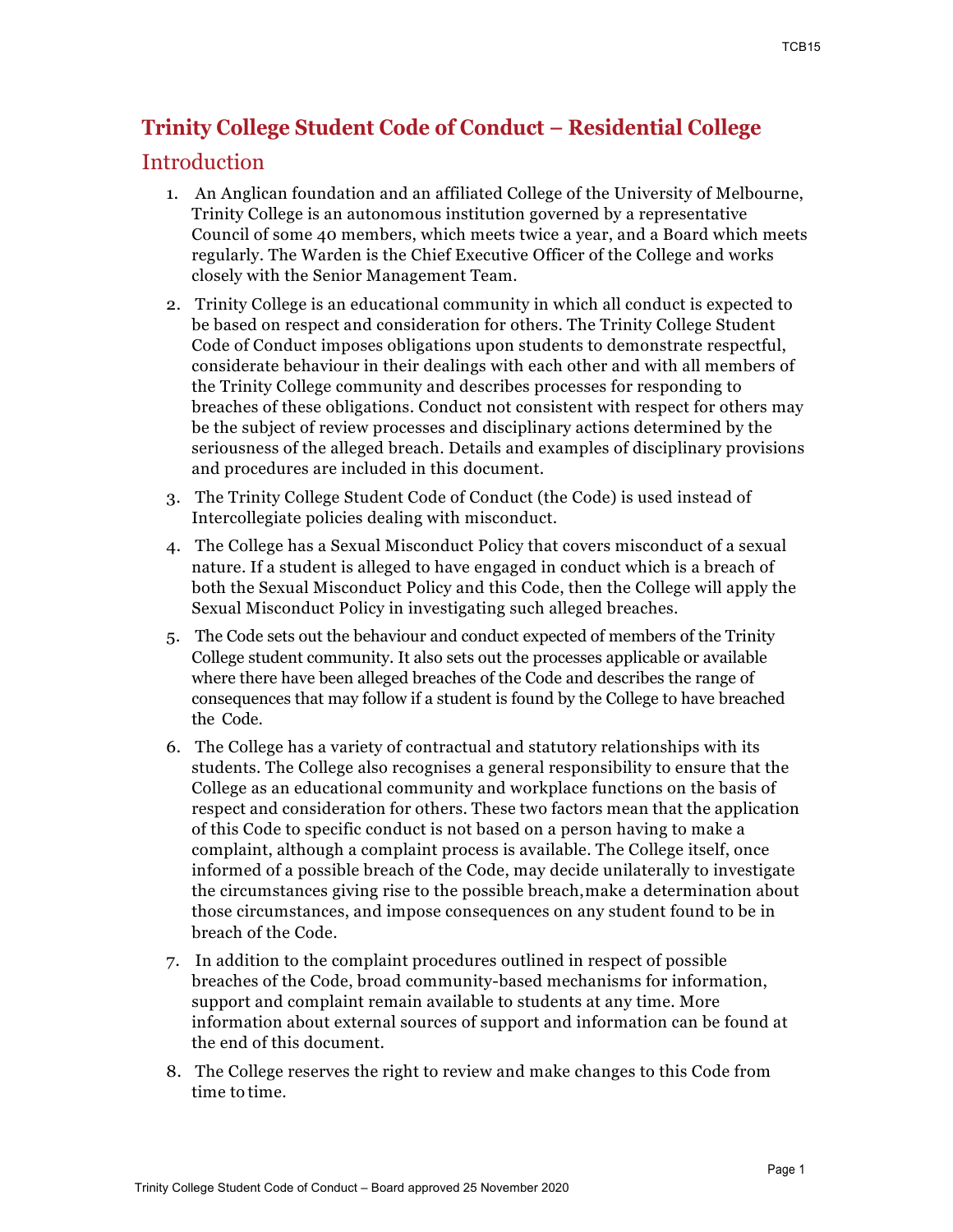# Trinity College Student Code of Conduct – Residential College

## Introduction

1. An Anglican foundation and an affiliated College of the University of Melbourne, Trinity College is an autonomous institution governed by a representative Council of some 40 members, which meets twice a year, and a Board which meets regularly. The Warden is the Chief Executive Officer of the College and works closely with the Senior Management Team.
2. Trinity College is an educational community in which all conduct is expected to be based on respect and consideration for others. The Trinity College Student Code of Conduct imposes obligations upon students to demonstrate respectful, considerate behaviour in their dealings with each other and with all members of the Trinity College community and describes processes for responding to breaches of these obligations. Conduct not consistent with respect for others may be the subject of review processes and disciplinary actions determined by the seriousness of the alleged breach. Details and examples of disciplinary provisions and procedures are included in this document.
3. The Trinity College Student Code of Conduct (the Code) is used instead of Intercollegiate policies dealing with misconduct.
4. The College has a Sexual Misconduct Policy that covers misconduct of a sexual nature. If a student is alleged to have engaged in conduct which is a breach of both the Sexual Misconduct Policy and this Code, then the College will apply the Sexual Misconduct Policy in investigating such alleged breaches.
5. The Code sets out the behaviour and conduct expected of members of the Trinity College student community. It also sets out the processes applicable or available where there have been alleged breaches of the Code and describes the range of consequences that may follow if a student is found by the College to have breached the Code.
6. The College has a variety of contractual and statutory relationships with its students. The College also recognises a general responsibility to ensure that the College as an educational community and workplace functions on the basis of respect and consideration for others. These two factors mean that the application of this Code to specific conduct is not based on a person having to make a complaint, although a complaint process is available. The College itself, once informed of a possible breach of the Code, may decide unilaterally to investigate the circumstances giving rise to the possible breach, make a determination about those circumstances, and impose consequences on any student found to be in breach of the Code.
7. In addition to the complaint procedures outlined in respect of possible breaches of the Code, broad community-based mechanisms for information, support and complaint remain available to students at any time. More information about external sources of support and information can be found at the end of this document.
8. The College reserves the right to review and make changes to this Code from time to time.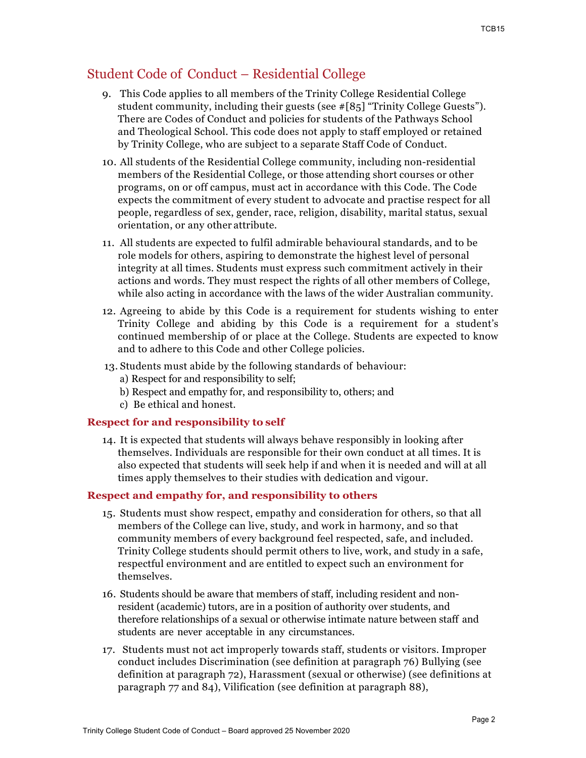## Student Code of Conduct – Residential College

9. This Code applies to all members of the Trinity College Residential College student community, including their guests (see #[85] "Trinity College Guests"). There are Codes of Conduct and policies for students of the Pathways School and Theological School. This code does not apply to staff employed or retained by Trinity College, who are subject to a separate Staff Code of Conduct.

10. All students of the Residential College community, including non-residential members of the Residential College, or those attending short courses or other programs, on or off campus, must act in accordance with this Code. The Code expects the commitment of every student to advocate and practise respect for all people, regardless of sex, gender, race, religion, disability, marital status, sexual orientation, or any other attribute.

11. All students are expected to fulfil admirable behavioural standards, and to be role models for others, aspiring to demonstrate the highest level of personal integrity at all times. Students must express such commitment actively in their actions and words. They must respect the rights of all other members of College, while also acting in accordance with the laws of the wider Australian community.

12. Agreeing to abide by this Code is a requirement for students wishing to enter Trinity College and abiding by this Code is a requirement for a student's continued membership of or place at the College. Students are expected to know and to adhere to this Code and other College policies.

13. Students must abide by the following standards of behaviour:
    a) Respect for and responsibility to self;
    b) Respect and empathy for, and responsibility to, others; and
    c) Be ethical and honest.

### Respect for and responsibility to self

14. It is expected that students will always behave responsibly in looking after themselves. Individuals are responsible for their own conduct at all times. It is also expected that students will seek help if and when it is needed and will at all times apply themselves to their studies with dedication and vigour.

### Respect and empathy for, and responsibility to others

15. Students must show respect, empathy and consideration for others, so that all members of the College can live, study, and work in harmony, and so that community members of every background feel respected, safe, and included. Trinity College students should permit others to live, work, and study in a safe, respectful environment and are entitled to expect such an environment for themselves.

16. Students should be aware that members of staff, including resident and non-resident (academic) tutors, are in a position of authority over students, and therefore relationships of a sexual or otherwise intimate nature between staff and students are never acceptable in any circumstances.

17. Students must not act improperly towards staff, students or visitors. Improper conduct includes Discrimination (see definition at paragraph 76) Bullying (see definition at paragraph 72), Harassment (sexual or otherwise) (see definitions at paragraph 77 and 84), Vilification (see definition at paragraph 88),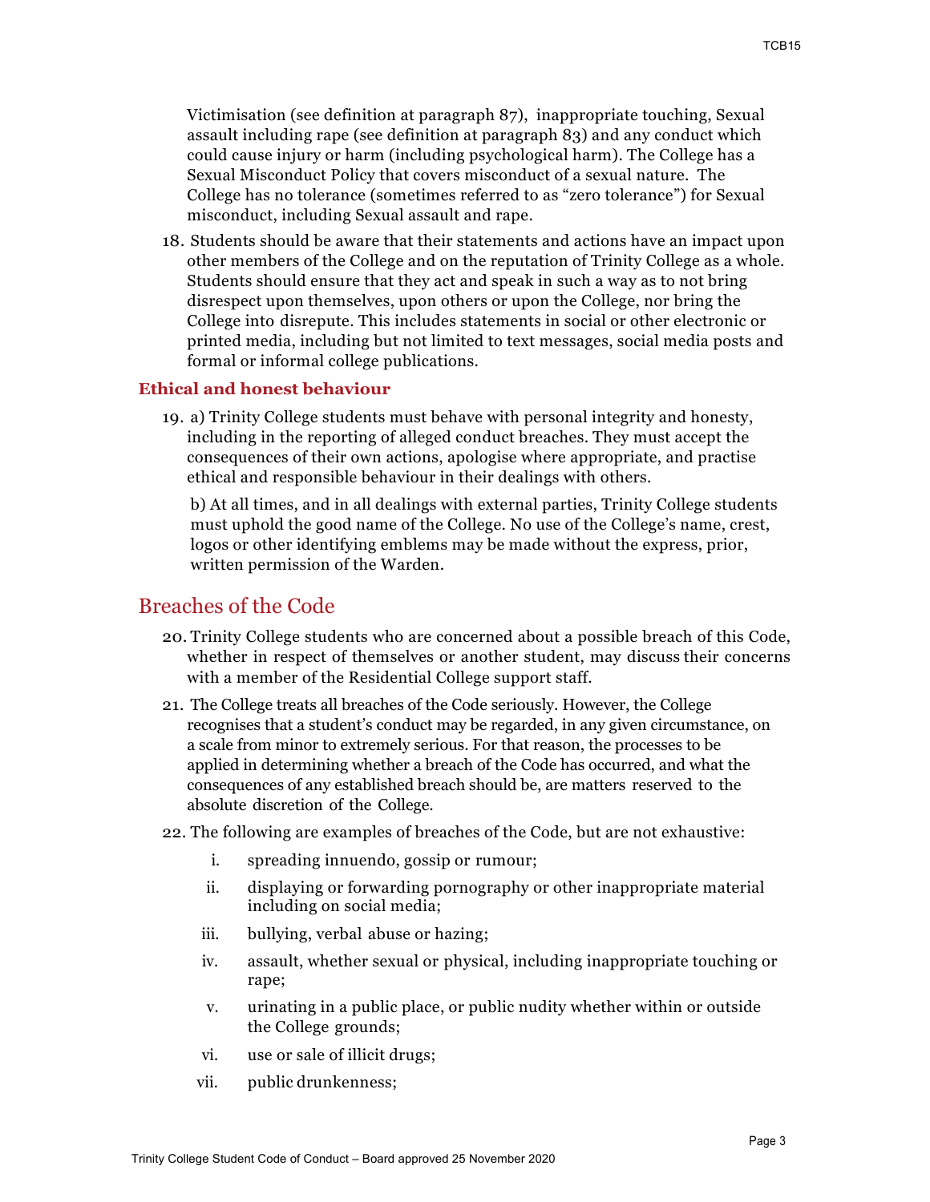Victimisation (see definition at paragraph 87), inappropriate touching, Sexual assault including rape (see definition at paragraph 83) and any conduct which could cause injury or harm (including psychological harm). The College has a Sexual Misconduct Policy that covers misconduct of a sexual nature. The College has no tolerance (sometimes referred to as "zero tolerance") for Sexual misconduct, including Sexual assault and rape.

18. Students should be aware that their statements and actions have an impact upon other members of the College and on the reputation of Trinity College as a whole. Students should ensure that they act and speak in such a way as to not bring disrespect upon themselves, upon others or upon the College, nor bring the College into disrepute. This includes statements in social or other electronic or printed media, including but not limited to text messages, social media posts and formal or informal college publications.

### Ethical and honest behaviour

19. a) Trinity College students must behave with personal integrity and honesty, including in the reporting of alleged conduct breaches. They must accept the consequences of their own actions, apologise where appropriate, and practise ethical and responsible behaviour in their dealings with others.

    b) At all times, and in all dealings with external parties, Trinity College students must uphold the good name of the College. No use of the College's name, crest, logos or other identifying emblems may be made without the express, prior, written permission of the Warden.

## Breaches of the Code

20. Trinity College students who are concerned about a possible breach of this Code, whether in respect of themselves or another student, may discuss their concerns with a member of the Residential College support staff.

21. The College treats all breaches of the Code seriously. However, the College recognises that a student's conduct may be regarded, in any given circumstance, on a scale from minor to extremely serious. For that reason, the processes to be applied in determining whether a breach of the Code has occurred, and what the consequences of any established breach should be, are matters reserved to the absolute discretion of the College.

22. The following are examples of breaches of the Code, but are not exhaustive:

    i. spreading innuendo, gossip or rumour;

    ii. displaying or forwarding pornography or other inappropriate material including on social media;

    iii. bullying, verbal abuse or hazing;

    iv. assault, whether sexual or physical, including inappropriate touching or rape;

    v. urinating in a public place, or public nudity whether within or outside the College grounds;

    vi. use or sale of illicit drugs;

    vii. public drunkenness;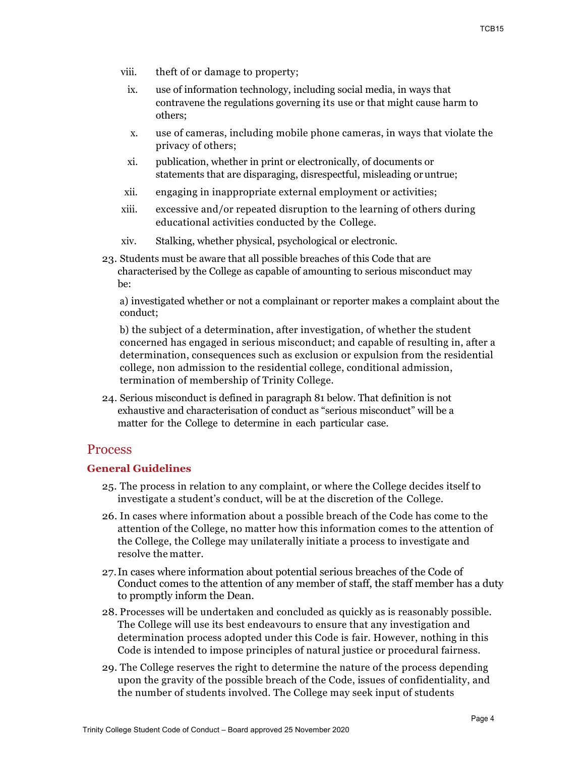viii. theft of or damage to property;

ix. use of information technology, including social media, in ways that contravene the regulations governing its use or that might cause harm to others;

x. use of cameras, including mobile phone cameras, in ways that violate the privacy of others;

xi. publication, whether in print or electronically, of documents or statements that are disparaging, disrespectful, misleading or untrue;

xii. engaging in inappropriate external employment or activities;

xiii. excessive and/or repeated disruption to the learning of others during educational activities conducted by the College.

xiv. Stalking, whether physical, psychological or electronic.

23. Students must be aware that all possible breaches of this Code that are characterised by the College as capable of amounting to serious misconduct may be:

    a) investigated whether or not a complainant or reporter makes a complaint about the conduct;

    b) the subject of a determination, after investigation, of whether the student concerned has engaged in serious misconduct; and capable of resulting in, after a determination, consequences such as exclusion or expulsion from the residential college, non admission to the residential college, conditional admission, termination of membership of Trinity College.

24. Serious misconduct is defined in paragraph 81 below. That definition is not exhaustive and characterisation of conduct as "serious misconduct" will be a matter for the College to determine in each particular case.

## Process

### General Guidelines

25. The process in relation to any complaint, or where the College decides itself to investigate a student's conduct, will be at the discretion of the College.

26. In cases where information about a possible breach of the Code has come to the attention of the College, no matter how this information comes to the attention of the College, the College may unilaterally initiate a process to investigate and resolve the matter.

27. In cases where information about potential serious breaches of the Code of Conduct comes to the attention of any member of staff, the staff member has a duty to promptly inform the Dean.

28. Processes will be undertaken and concluded as quickly as is reasonably possible. The College will use its best endeavours to ensure that any investigation and determination process adopted under this Code is fair. However, nothing in this Code is intended to impose principles of natural justice or procedural fairness.

29. The College reserves the right to determine the nature of the process depending upon the gravity of the possible breach of the Code, issues of confidentiality, and the number of students involved. The College may seek input of students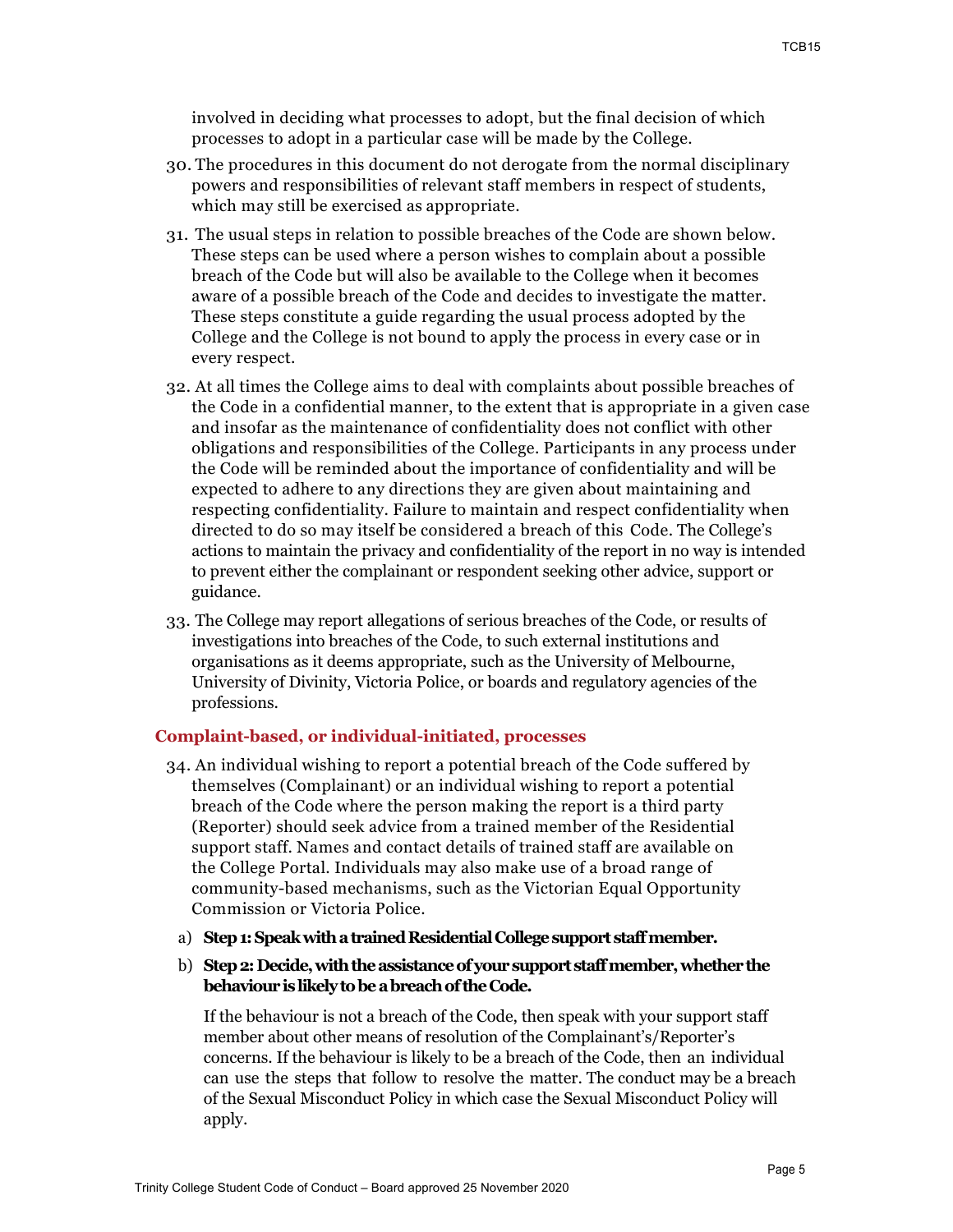involved in deciding what processes to adopt, but the final decision of which processes to adopt in a particular case will be made by the College.

30. The procedures in this document do not derogate from the normal disciplinary powers and responsibilities of relevant staff members in respect of students, which may still be exercised as appropriate.

31. The usual steps in relation to possible breaches of the Code are shown below. These steps can be used where a person wishes to complain about a possible breach of the Code but will also be available to the College when it becomes aware of a possible breach of the Code and decides to investigate the matter. These steps constitute a guide regarding the usual process adopted by the College and the College is not bound to apply the process in every case or in every respect.

32. At all times the College aims to deal with complaints about possible breaches of the Code in a confidential manner, to the extent that is appropriate in a given case and insofar as the maintenance of confidentiality does not conflict with other obligations and responsibilities of the College. Participants in any process under the Code will be reminded about the importance of confidentiality and will be expected to adhere to any directions they are given about maintaining and respecting confidentiality. Failure to maintain and respect confidentiality when directed to do so may itself be considered a breach of this Code. The College's actions to maintain the privacy and confidentiality of the report in no way is intended to prevent either the complainant or respondent seeking other advice, support or guidance.

33. The College may report allegations of serious breaches of the Code, or results of investigations into breaches of the Code, to such external institutions and organisations as it deems appropriate, such as the University of Melbourne, University of Divinity, Victoria Police, or boards and regulatory agencies of the professions.

## Complaint-based, or individual-initiated, processes

34. An individual wishing to report a potential breach of the Code suffered by themselves (Complainant) or an individual wishing to report a potential breach of the Code where the person making the report is a third party (Reporter) should seek advice from a trained member of the Residential support staff. Names and contact details of trained staff are available on the College Portal. Individuals may also make use of a broad range of community-based mechanisms, such as the Victorian Equal Opportunity Commission or Victoria Police.

   a) **Step 1: Speak with a trained Residential College support staff member.**

   b) **Step 2: Decide, with the assistance of your support staff member, whether the behaviour is likely to be a breach of the Code.**

   If the behaviour is not a breach of the Code, then speak with your support staff member about other means of resolution of the Complainant's/Reporter's concerns. If the behaviour is likely to be a breach of the Code, then an individual can use the steps that follow to resolve the matter. The conduct may be a breach of the Sexual Misconduct Policy in which case the Sexual Misconduct Policy will apply.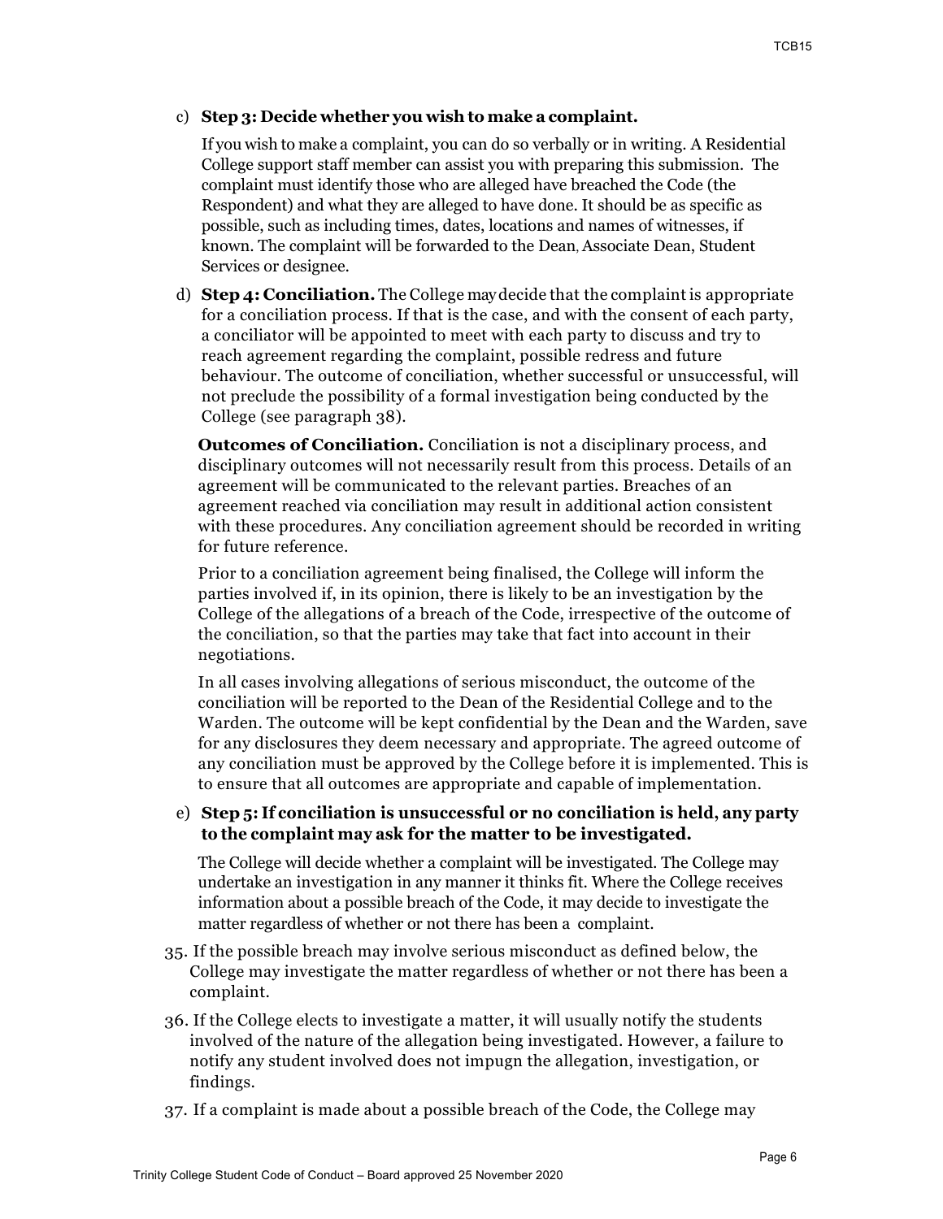c) **Step 3: Decide whether you wish to make a complaint.**

   If you wish to make a complaint, you can do so verbally or in writing. A Residential College support staff member can assist you with preparing this submission. The complaint must identify those who are alleged have breached the Code (the Respondent) and what they are alleged to have done. It should be as specific as possible, such as including times, dates, locations and names of witnesses, if known. The complaint will be forwarded to the Dean, Associate Dean, Student Services or designee.

d) **Step 4: Conciliation.** The College may decide that the complaint is appropriate for a conciliation process. If that is the case, and with the consent of each party, a conciliator will be appointed to meet with each party to discuss and try to reach agreement regarding the complaint, possible redress and future behaviour. The outcome of conciliation, whether successful or unsuccessful, will not preclude the possibility of a formal investigation being conducted by the College (see paragraph 38).

   **Outcomes of Conciliation.** Conciliation is not a disciplinary process, and disciplinary outcomes will not necessarily result from this process. Details of an agreement will be communicated to the relevant parties. Breaches of an agreement reached via conciliation may result in additional action consistent with these procedures. Any conciliation agreement should be recorded in writing for future reference.

   Prior to a conciliation agreement being finalised, the College will inform the parties involved if, in its opinion, there is likely to be an investigation by the College of the allegations of a breach of the Code, irrespective of the outcome of the conciliation, so that the parties may take that fact into account in their negotiations.

   In all cases involving allegations of serious misconduct, the outcome of the conciliation will be reported to the Dean of the Residential College and to the Warden. The outcome will be kept confidential by the Dean and the Warden, save for any disclosures they deem necessary and appropriate. The agreed outcome of any conciliation must be approved by the College before it is implemented. This is to ensure that all outcomes are appropriate and capable of implementation.

e) **Step 5: If conciliation is unsuccessful or no conciliation is held, any party to the complaint may ask for the matter to be investigated.**

   The College will decide whether a complaint will be investigated. The College may undertake an investigation in any manner it thinks fit. Where the College receives information about a possible breach of the Code, it may decide to investigate the matter regardless of whether or not there has been a complaint.

35. If the possible breach may involve serious misconduct as defined below, the College may investigate the matter regardless of whether or not there has been a complaint.

36. If the College elects to investigate a matter, it will usually notify the students involved of the nature of the allegation being investigated. However, a failure to notify any student involved does not impugn the allegation, investigation, or findings.

37. If a complaint is made about a possible breach of the Code, the College may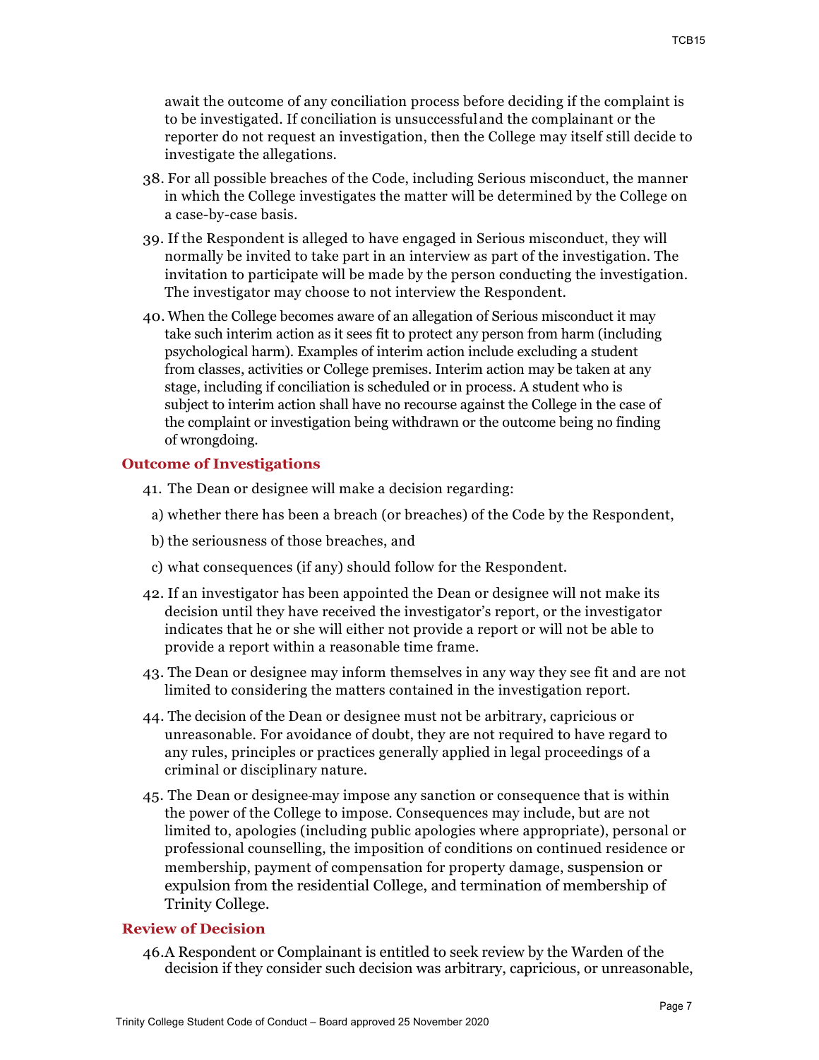await the outcome of any conciliation process before deciding if the complaint is to be investigated. If conciliation is unsuccessful and the complainant or the reporter do not request an investigation, then the College may itself still decide to investigate the allegations.

38. For all possible breaches of the Code, including Serious misconduct, the manner in which the College investigates the matter will be determined by the College on a case-by-case basis.

39. If the Respondent is alleged to have engaged in Serious misconduct, they will normally be invited to take part in an interview as part of the investigation. The invitation to participate will be made by the person conducting the investigation. The investigator may choose to not interview the Respondent.

40. When the College becomes aware of an allegation of Serious misconduct it may take such interim action as it sees fit to protect any person from harm (including psychological harm). Examples of interim action include excluding a student from classes, activities or College premises. Interim action may be taken at any stage, including if conciliation is scheduled or in process. A student who is subject to interim action shall have no recourse against the College in the case of the complaint or investigation being withdrawn or the outcome being no finding of wrongdoing.

## Outcome of Investigations

41. The Dean or designee will make a decision regarding:

   a) whether there has been a breach (or breaches) of the Code by the Respondent,

   b) the seriousness of those breaches, and

   c) what consequences (if any) should follow for the Respondent.

42. If an investigator has been appointed the Dean or designee will not make its decision until they have received the investigator's report, or the investigator indicates that he or she will either not provide a report or will not be able to provide a report within a reasonable time frame.

43. The Dean or designee may inform themselves in any way they see fit and are not limited to considering the matters contained in the investigation report.

44. The decision of the Dean or designee must not be arbitrary, capricious or unreasonable. For avoidance of doubt, they are not required to have regard to any rules, principles or practices generally applied in legal proceedings of a criminal or disciplinary nature.

45. The Dean or designee may impose any sanction or consequence that is within the power of the College to impose. Consequences may include, but are not limited to, apologies (including public apologies where appropriate), personal or professional counselling, the imposition of conditions on continued residence or membership, payment of compensation for property damage, suspension or expulsion from the residential College, and termination of membership of Trinity College.

## Review of Decision

46. A Respondent or Complainant is entitled to seek review by the Warden of the decision if they consider such decision was arbitrary, capricious, or unreasonable,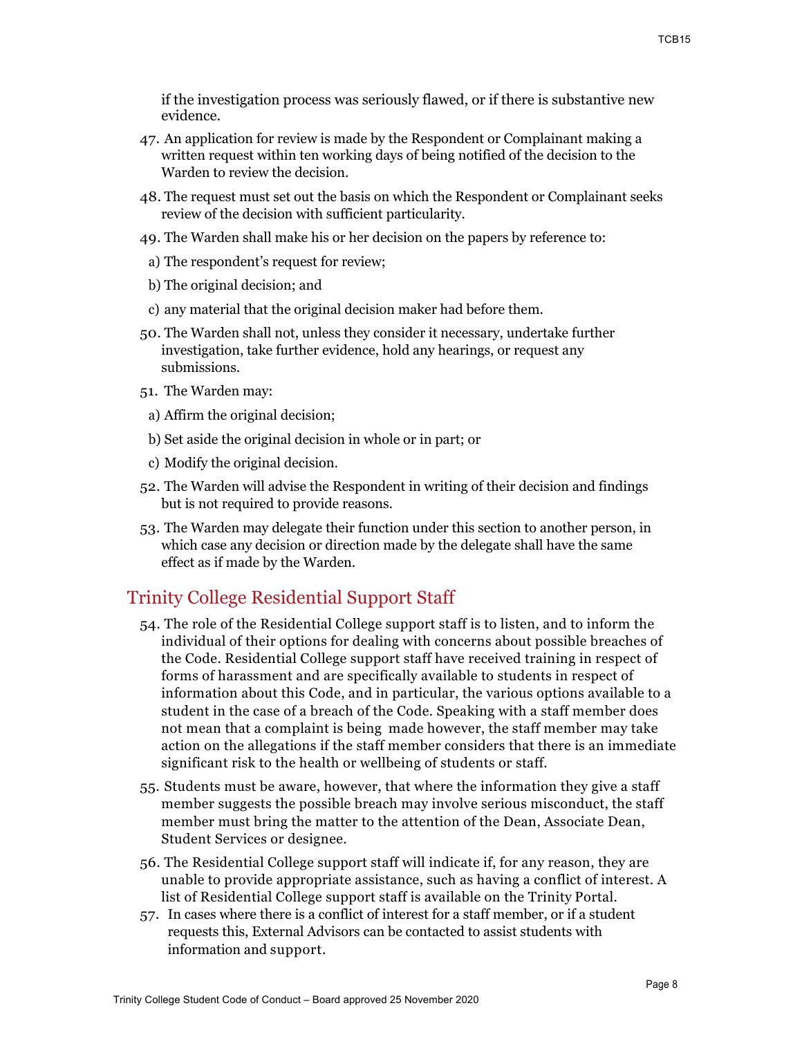if the investigation process was seriously flawed, or if there is substantive new evidence.

47. An application for review is made by the Respondent or Complainant making a written request within ten working days of being notified of the decision to the Warden to review the decision.

48. The request must set out the basis on which the Respondent or Complainant seeks review of the decision with sufficient particularity.

49. The Warden shall make his or her decision on the papers by reference to:

  a) The respondent's request for review;

  b) The original decision; and

  c) any material that the original decision maker had before them.

50. The Warden shall not, unless they consider it necessary, undertake further investigation, take further evidence, hold any hearings, or request any submissions.

51. The Warden may:

  a) Affirm the original decision;

  b) Set aside the original decision in whole or in part; or

  c) Modify the original decision.

52. The Warden will advise the Respondent in writing of their decision and findings but is not required to provide reasons.

53. The Warden may delegate their function under this section to another person, in which case any decision or direction made by the delegate shall have the same effect as if made by the Warden.

## Trinity College Residential Support Staff

54. The role of the Residential College support staff is to listen, and to inform the individual of their options for dealing with concerns about possible breaches of the Code. Residential College support staff have received training in respect of forms of harassment and are specifically available to students in respect of information about this Code, and in particular, the various options available to a student in the case of a breach of the Code. Speaking with a staff member does not mean that a complaint is being made however, the staff member may take action on the allegations if the staff member considers that there is an immediate significant risk to the health or wellbeing of students or staff.

55. Students must be aware, however, that where the information they give a staff member suggests the possible breach may involve serious misconduct, the staff member must bring the matter to the attention of the Dean, Associate Dean, Student Services or designee.

56. The Residential College support staff will indicate if, for any reason, they are unable to provide appropriate assistance, such as having a conflict of interest. A list of Residential College support staff is available on the Trinity Portal.

57. In cases where there is a conflict of interest for a staff member, or if a student requests this, External Advisors can be contacted to assist students with information and support.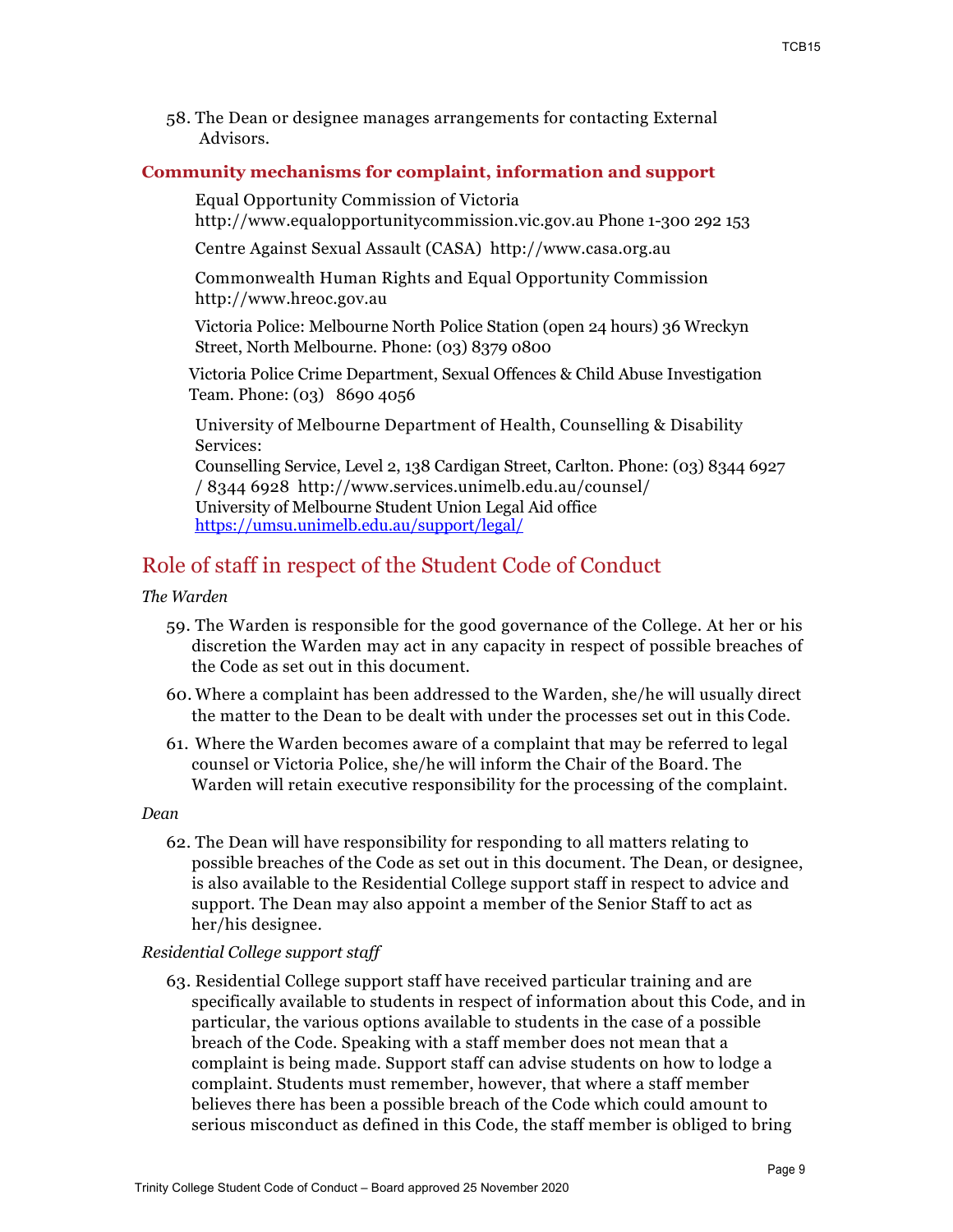58. The Dean or designee manages arrangements for contacting External Advisors.

### Community mechanisms for complaint, information and support

Equal Opportunity Commission of Victoria http://www.equalopportunitycommission.vic.gov.au Phone 1-300 292 153

Centre Against Sexual Assault (CASA) http://www.casa.org.au

Commonwealth Human Rights and Equal Opportunity Commission http://www.hreoc.gov.au

Victoria Police: Melbourne North Police Station (open 24 hours) 36 Wreckyn Street, North Melbourne. Phone: (03) 8379 0800

Victoria Police Crime Department, Sexual Offences & Child Abuse Investigation Team. Phone: (03) 8690 4056

University of Melbourne Department of Health, Counselling & Disability Services:
Counselling Service, Level 2, 138 Cardigan Street, Carlton. Phone: (03) 8344 6927 / 8344 6928 http://www.services.unimelb.edu.au/counsel/
University of Melbourne Student Union Legal Aid office
https://umsu.unimelb.edu.au/support/legal/

## Role of staff in respect of the Student Code of Conduct

*The Warden*

59. The Warden is responsible for the good governance of the College. At her or his discretion the Warden may act in any capacity in respect of possible breaches of the Code as set out in this document.
60. Where a complaint has been addressed to the Warden, she/he will usually direct the matter to the Dean to be dealt with under the processes set out in this Code.
61. Where the Warden becomes aware of a complaint that may be referred to legal counsel or Victoria Police, she/he will inform the Chair of the Board. The Warden will retain executive responsibility for the processing of the complaint.

*Dean*

62. The Dean will have responsibility for responding to all matters relating to possible breaches of the Code as set out in this document. The Dean, or designee, is also available to the Residential College support staff in respect to advice and support. The Dean may also appoint a member of the Senior Staff to act as her/his designee.

*Residential College support staff*

63. Residential College support staff have received particular training and are specifically available to students in respect of information about this Code, and in particular, the various options available to students in the case of a possible breach of the Code. Speaking with a staff member does not mean that a complaint is being made. Support staff can advise students on how to lodge a complaint. Students must remember, however, that where a staff member believes there has been a possible breach of the Code which could amount to serious misconduct as defined in this Code, the staff member is obliged to bring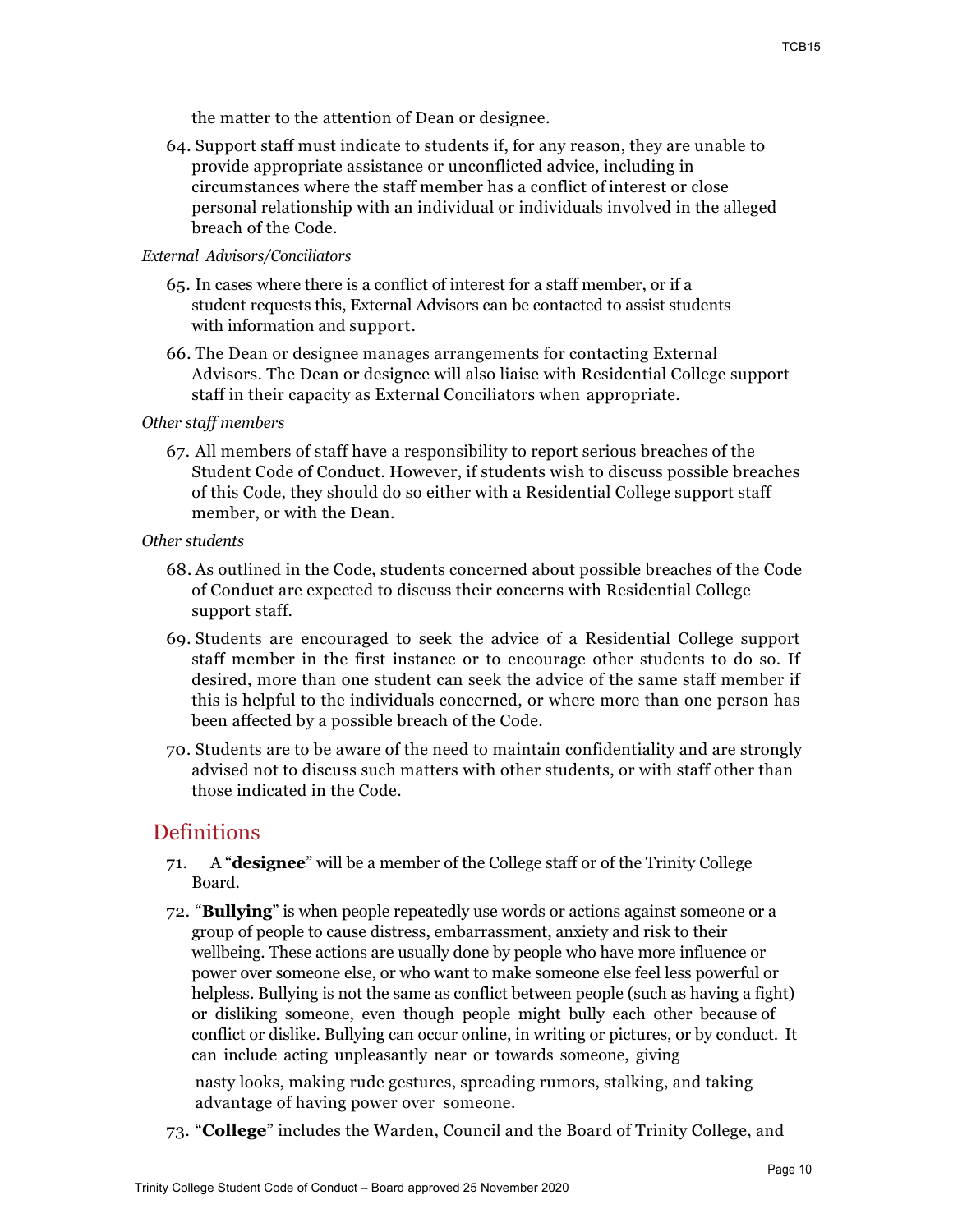the matter to the attention of Dean or designee.

64. Support staff must indicate to students if, for any reason, they are unable to provide appropriate assistance or unconflicted advice, including in circumstances where the staff member has a conflict of interest or close personal relationship with an individual or individuals involved in the alleged breach of the Code.

*External Advisors/Conciliators*

65. In cases where there is a conflict of interest for a staff member, or if a student requests this, External Advisors can be contacted to assist students with information and support.

66. The Dean or designee manages arrangements for contacting External Advisors. The Dean or designee will also liaise with Residential College support staff in their capacity as External Conciliators when appropriate.

*Other staff members*

67. All members of staff have a responsibility to report serious breaches of the Student Code of Conduct. However, if students wish to discuss possible breaches of this Code, they should do so either with a Residential College support staff member, or with the Dean.

*Other students*

68. As outlined in the Code, students concerned about possible breaches of the Code of Conduct are expected to discuss their concerns with Residential College support staff.

69. Students are encouraged to seek the advice of a Residential College support staff member in the first instance or to encourage other students to do so. If desired, more than one student can seek the advice of the same staff member if this is helpful to the individuals concerned, or where more than one person has been affected by a possible breach of the Code.

70. Students are to be aware of the need to maintain confidentiality and are strongly advised not to discuss such matters with other students, or with staff other than those indicated in the Code.

## Definitions

71. A "**designee**" will be a member of the College staff or of the Trinity College Board.

72. "**Bullying**" is when people repeatedly use words or actions against someone or a group of people to cause distress, embarrassment, anxiety and risk to their wellbeing. These actions are usually done by people who have more influence or power over someone else, or who want to make someone else feel less powerful or helpless. Bullying is not the same as conflict between people (such as having a fight) or disliking someone, even though people might bully each other because of conflict or dislike. Bullying can occur online, in writing or pictures, or by conduct. It can include acting unpleasantly near or towards someone, giving nasty looks, making rude gestures, spreading rumors, stalking, and taking advantage of having power over someone.

73. "**College**" includes the Warden, Council and the Board of Trinity College, and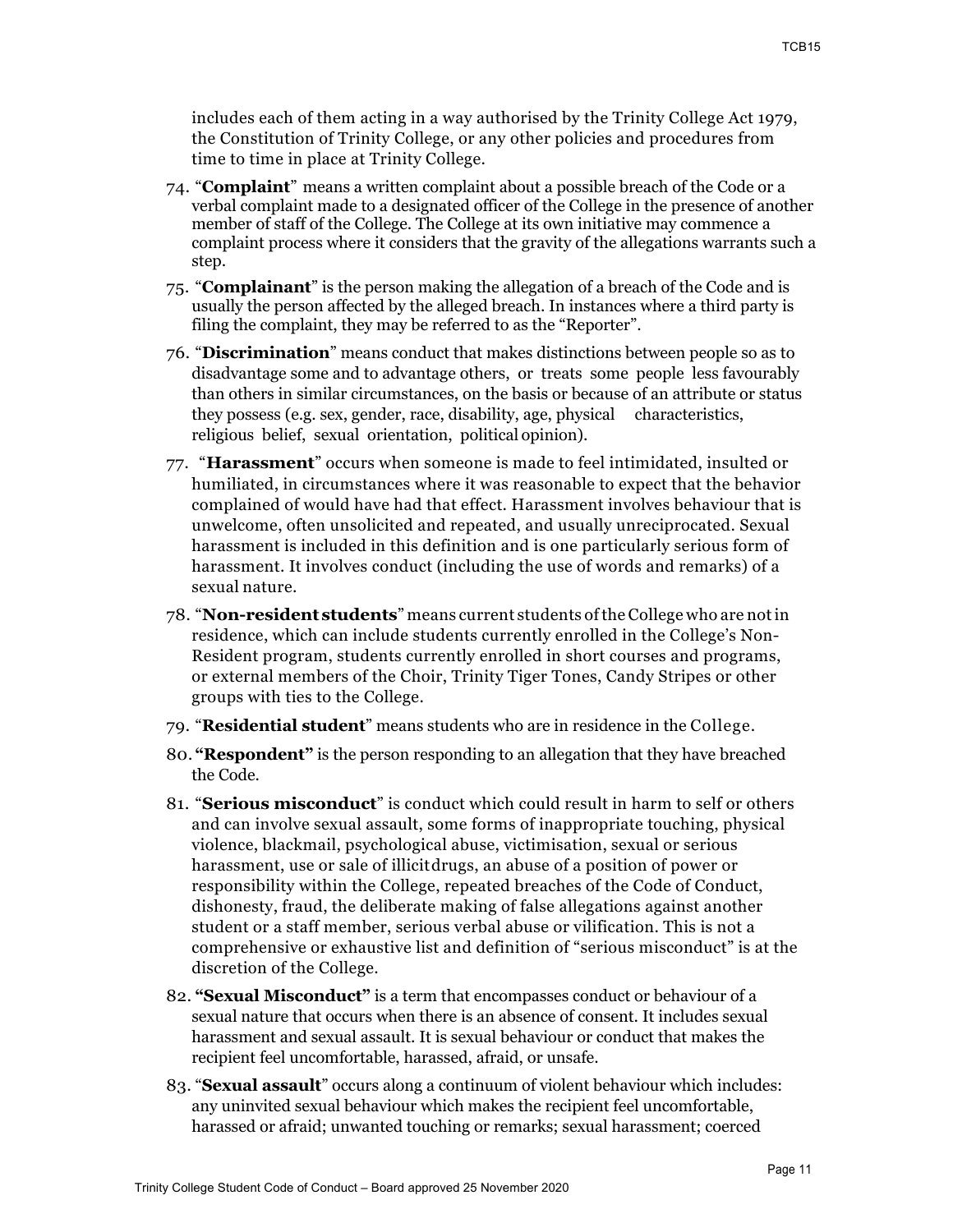includes each of them acting in a way authorised by the Trinity College Act 1979, the Constitution of Trinity College, or any other policies and procedures from time to time in place at Trinity College.

74. "**Complaint**" means a written complaint about a possible breach of the Code or a verbal complaint made to a designated officer of the College in the presence of another member of staff of the College. The College at its own initiative may commence a complaint process where it considers that the gravity of the allegations warrants such a step.

75. "**Complainant**" is the person making the allegation of a breach of the Code and is usually the person affected by the alleged breach. In instances where a third party is filing the complaint, they may be referred to as the "Reporter".

76. "**Discrimination**" means conduct that makes distinctions between people so as to disadvantage some and to advantage others, or treats some people less favourably than others in similar circumstances, on the basis or because of an attribute or status they possess (e.g. sex, gender, race, disability, age, physical characteristics, religious belief, sexual orientation, political opinion).

77. "**Harassment**" occurs when someone is made to feel intimidated, insulted or humiliated, in circumstances where it was reasonable to expect that the behavior complained of would have had that effect. Harassment involves behaviour that is unwelcome, often unsolicited and repeated, and usually unreciprocated. Sexual harassment is included in this definition and is one particularly serious form of harassment. It involves conduct (including the use of words and remarks) of a sexual nature.

78. "**Non-resident students**" means current students of the College who are not in residence, which can include students currently enrolled in the College's Non-Resident program, students currently enrolled in short courses and programs, or external members of the Choir, Trinity Tiger Tones, Candy Stripes or other groups with ties to the College.

79. "**Residential student**" means students who are in residence in the College.

80. **"Respondent"** is the person responding to an allegation that they have breached the Code.

81. "**Serious misconduct**" is conduct which could result in harm to self or others and can involve sexual assault, some forms of inappropriate touching, physical violence, blackmail, psychological abuse, victimisation, sexual or serious harassment, use or sale of illicit drugs, an abuse of a position of power or responsibility within the College, repeated breaches of the Code of Conduct, dishonesty, fraud, the deliberate making of false allegations against another student or a staff member, serious verbal abuse or vilification. This is not a comprehensive or exhaustive list and definition of "serious misconduct" is at the discretion of the College.

82. **"Sexual Misconduct"** is a term that encompasses conduct or behaviour of a sexual nature that occurs when there is an absence of consent. It includes sexual harassment and sexual assault. It is sexual behaviour or conduct that makes the recipient feel uncomfortable, harassed, afraid, or unsafe.

83. "**Sexual assault**" occurs along a continuum of violent behaviour which includes: any uninvited sexual behaviour which makes the recipient feel uncomfortable, harassed or afraid; unwanted touching or remarks; sexual harassment; coerced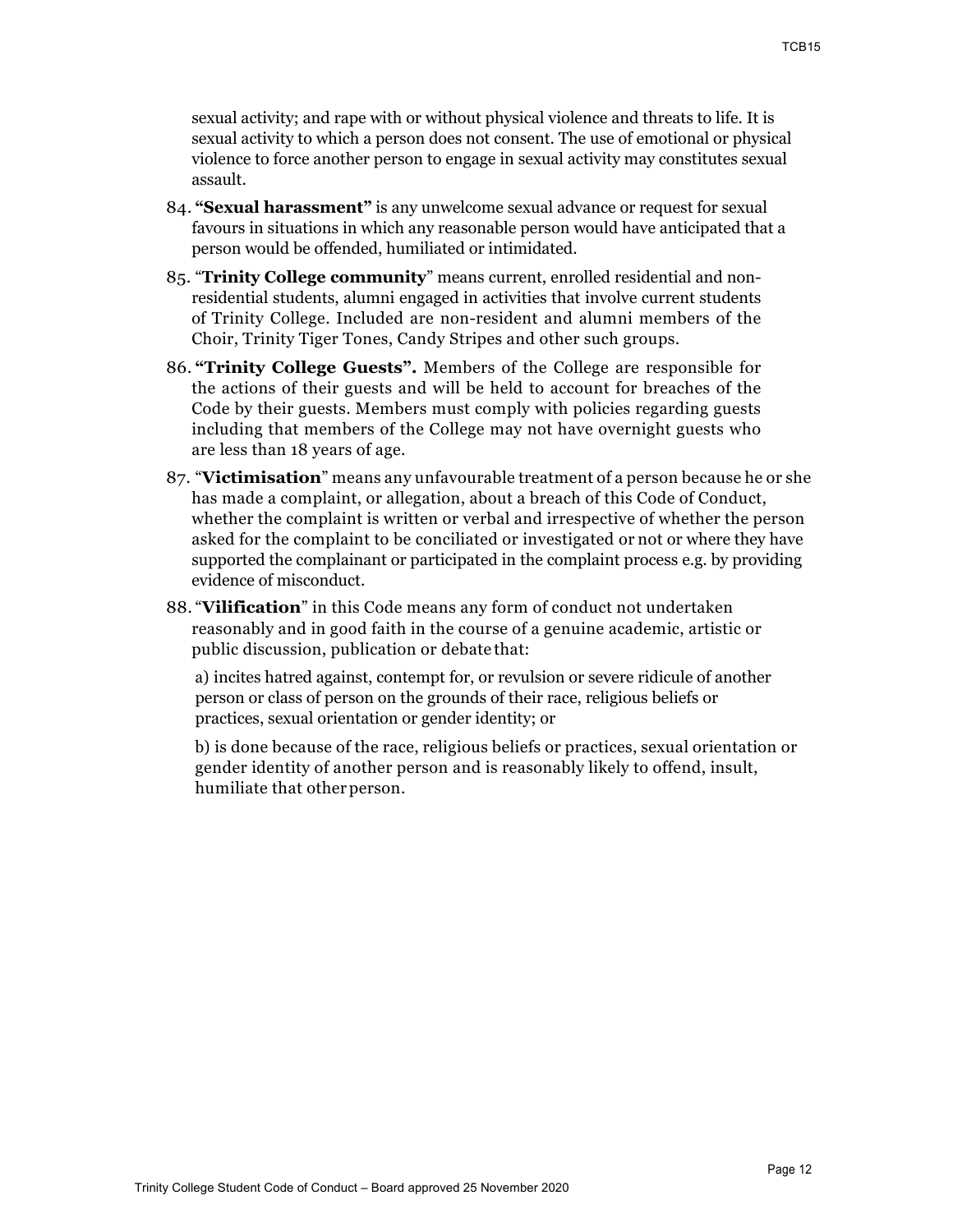sexual activity; and rape with or without physical violence and threats to life. It is sexual activity to which a person does not consent. The use of emotional or physical violence to force another person to engage in sexual activity may constitutes sexual assault.

84. **"Sexual harassment"** is any unwelcome sexual advance or request for sexual favours in situations in which any reasonable person would have anticipated that a person would be offended, humiliated or intimidated.

85. "**Trinity College community**" means current, enrolled residential and non-residential students, alumni engaged in activities that involve current students of Trinity College. Included are non-resident and alumni members of the Choir, Trinity Tiger Tones, Candy Stripes and other such groups.

86. **"Trinity College Guests".** Members of the College are responsible for the actions of their guests and will be held to account for breaches of the Code by their guests. Members must comply with policies regarding guests including that members of the College may not have overnight guests who are less than 18 years of age.

87. "**Victimisation**" means any unfavourable treatment of a person because he or she has made a complaint, or allegation, about a breach of this Code of Conduct, whether the complaint is written or verbal and irrespective of whether the person asked for the complaint to be conciliated or investigated or not or where they have supported the complainant or participated in the complaint process e.g. by providing evidence of misconduct.

88. "**Vilification**" in this Code means any form of conduct not undertaken reasonably and in good faith in the course of a genuine academic, artistic or public discussion, publication or debate that:

    a) incites hatred against, contempt for, or revulsion or severe ridicule of another person or class of person on the grounds of their race, religious beliefs or practices, sexual orientation or gender identity; or

    b) is done because of the race, religious beliefs or practices, sexual orientation or gender identity of another person and is reasonably likely to offend, insult, humiliate that other person.